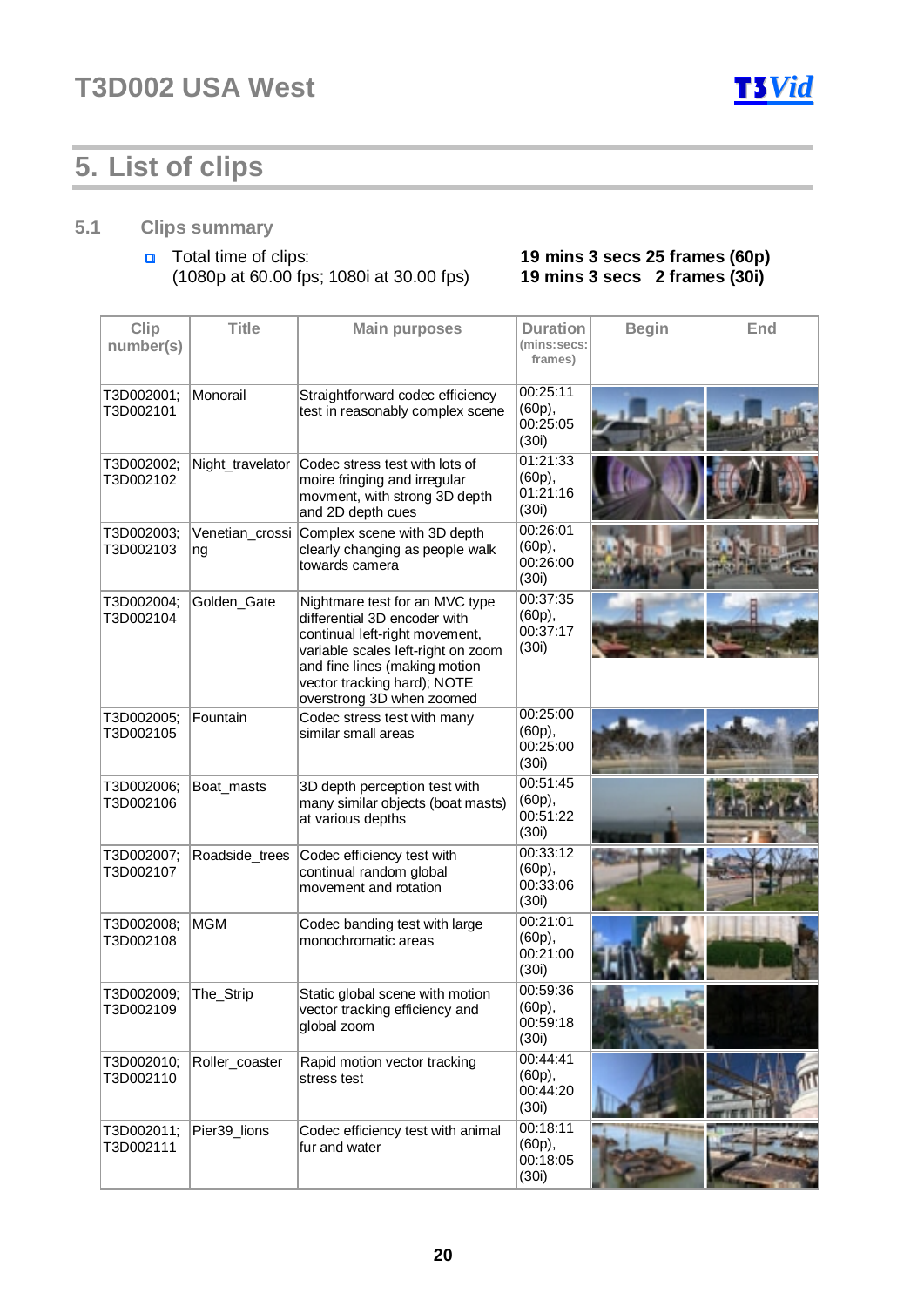# T3D002 USA West

## 5. List of clips

### 5.1 Clips summary

- Total time of clips: (1080p at 60.00 fps; 1080i at 30.00 fps) — **19 mins 3 secs 25 frames (60p)** **19 mins 3 secs 2 frames (30i)**

| Clip number(s) | Title | Main purposes | Duration (mins:secs: frames) | Begin | End |
|---|---|---|---|---|---|
| T3D002001; T3D002101 | Monorail | Straightforward codec efficiency test in reasonably complex scene | 00:25:11 (60p), 00:25:05 (30i) | | |
| T3D002002; T3D002102 | Night_travelator | Codec stress test with lots of moire fringing and irregular movment, with strong 3D depth and 2D depth cues | 01:21:33 (60p), 01:21:16 (30i) | | |
| T3D002003; T3D002103 | Venetian_crossing | Complex scene with 3D depth clearly changing as people walk towards camera | 00:26:01 (60p), 00:26:00 (30i) | | |
| T3D002004; T3D002104 | Golden_Gate | Nightmare test for an MVC type differential 3D encoder with continual left-right movement, variable scales left-right on zoom and fine lines (making motion vector tracking hard); NOTE overstrong 3D when zoomed | 00:37:35 (60p), 00:37:17 (30i) | | |
| T3D002005; T3D002105 | Fountain | Codec stress test with many similar small areas | 00:25:00 (60p), 00:25:00 (30i) | | |
| T3D002006; T3D002106 | Boat_masts | 3D depth perception test with many similar objects (boat masts) at various depths | 00:51:45 (60p), 00:51:22 (30i) | | |
| T3D002007; T3D002107 | Roadside_trees | Codec efficiency test with continual random global movement and rotation | 00:33:12 (60p), 00:33:06 (30i) | | |
| T3D002008; T3D002108 | MGM | Codec banding test with large monochromatic areas | 00:21:01 (60p), 00:21:00 (30i) | | |
| T3D002009; T3D002109 | The_Strip | Static global scene with motion vector tracking efficiency and global zoom | 00:59:36 (60p), 00:59:18 (30i) | | |
| T3D002010; T3D002110 | Roller_coaster | Rapid motion vector tracking stress test | 00:44:41 (60p), 00:44:20 (30i) | | |
| T3D002011; T3D002111 | Pier39_lions | Codec efficiency test with animal fur and water | 00:18:11 (60p), 00:18:05 (30i) | | |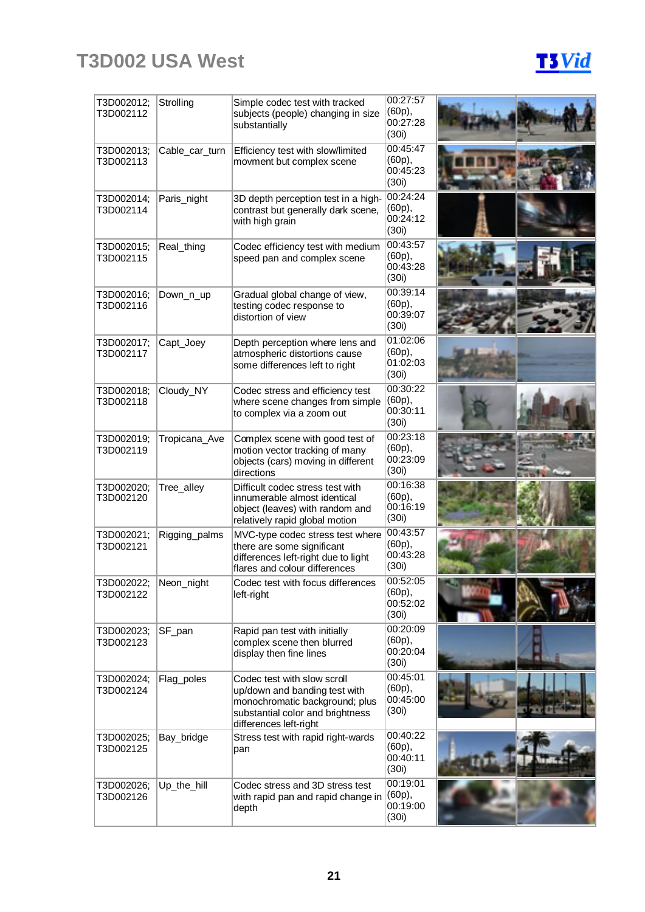# T3D002 USA West

| | | | | | |
|---|---|---|---|---|---|
| T3D002012; T3D002112 | Strolling | Simple codec test with tracked subjects (people) changing in size substantially | 00:27:57 (60p), 00:27:28 (30i) | | |
| T3D002013; T3D002113 | Cable_car_turn | Efficiency test with slow/limited movment but complex scene | 00:45:47 (60p), 00:45:23 (30i) | | |
| T3D002014; T3D002114 | Paris_night | 3D depth perception test in a high-contrast but generally dark scene, with high grain | 00:24:24 (60p), 00:24:12 (30i) | | |
| T3D002015; T3D002115 | Real_thing | Codec efficiency test with medium speed pan and complex scene | 00:43:57 (60p), 00:43:28 (30i) | | |
| T3D002016; T3D002116 | Down_n_up | Gradual global change of view, testing codec response to distortion of view | 00:39:14 (60p), 00:39:07 (30i) | | |
| T3D002017; T3D002117 | Capt_Joey | Depth perception where lens and atmospheric distortions cause some differences left to right | 01:02:06 (60p), 01:02:03 (30i) | | |
| T3D002018; T3D002118 | Cloudy_NY | Codec stress and efficiency test where scene changes from simple to complex via a zoom out | 00:30:22 (60p), 00:30:11 (30i) | | |
| T3D002019; T3D002119 | Tropicana_Ave | Complex scene with good test of motion vector tracking of many objects (cars) moving in different directions | 00:23:18 (60p), 00:23:09 (30i) | | |
| T3D002020; T3D002120 | Tree_alley | Difficult codec stress test with innumerable almost identical object (leaves) with random and relatively rapid global motion | 00:16:38 (60p), 00:16:19 (30i) | | |
| T3D002021; T3D002121 | Rigging_palms | MVC-type codec stress test where there are some significant differences left-right due to light flares and colour differences | 00:43:57 (60p), 00:43:28 (30i) | | |
| T3D002022; T3D002122 | Neon_night | Codec test with focus differences left-right | 00:52:05 (60p), 00:52:02 (30i) | | |
| T3D002023; T3D002123 | SF_pan | Rapid pan test with initially complex scene then blurred display then fine lines | 00:20:09 (60p), 00:20:04 (30i) | | |
| T3D002024; T3D002124 | Flag_poles | Codec test with slow scroll up/down and banding test with monochromatic background; plus substantial color and brightness differences left-right | 00:45:01 (60p), 00:45:00 (30i) | | |
| T3D002025; T3D002125 | Bay_bridge | Stress test with rapid right-wards pan | 00:40:22 (60p), 00:40:11 (30i) | | |
| T3D002026; T3D002126 | Up_the_hill | Codec stress and 3D stress test with rapid pan and rapid change in depth | 00:19:01 (60p), 00:19:00 (30i) | | |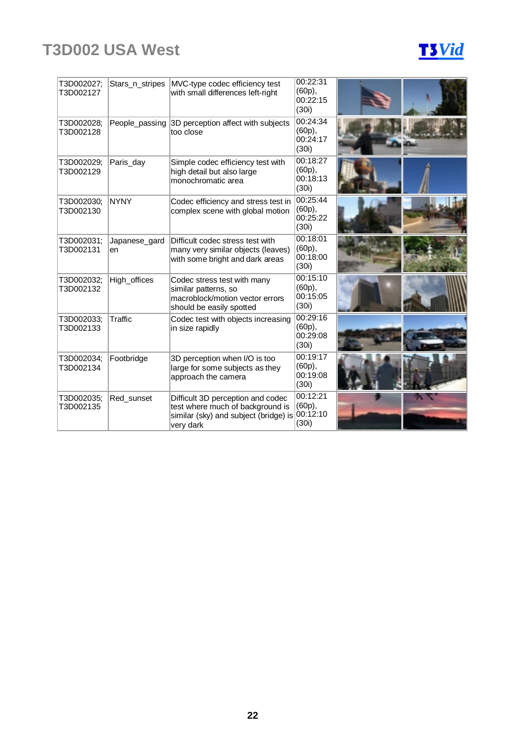# T3D002 USA West

| | | | | | |
|---|---|---|---|---|---|
| T3D002027; T3D002127 | Stars_n_stripes | MVC-type codec efficiency test with small differences left-right | 00:22:31 (60p), 00:22:15 (30i) | | |
| T3D002028; T3D002128 | People_passing | 3D perception affect with subjects too close | 00:24:34 (60p), 00:24:17 (30i) | | |
| T3D002029; T3D002129 | Paris_day | Simple codec efficiency test with high detail but also large monochromatic area | 00:18:27 (60p), 00:18:13 (30i) | | |
| T3D002030; T3D002130 | NYNY | Codec efficiency and stress test in complex scene with global motion | 00:25:44 (60p), 00:25:22 (30i) | | |
| T3D002031; T3D002131 | Japanese_garden | Difficult codec stress test with many very similar objects (leaves) with some bright and dark areas | 00:18:01 (60p), 00:18:00 (30i) | | |
| T3D002032; T3D002132 | High_offices | Codec stress test with many similar patterns, so macroblock/motion vector errors should be easily spotted | 00:15:10 (60p), 00:15:05 (30i) | | |
| T3D002033; T3D002133 | Traffic | Codec test with objects increasing in size rapidly | 00:29:16 (60p), 00:29:08 (30i) | | |
| T3D002034; T3D002134 | Footbridge | 3D perception when I/O is too large for some subjects as they approach the camera | 00:19:17 (60p), 00:19:08 (30i) | | |
| T3D002035; T3D002135 | Red_sunset | Difficult 3D perception and codec test where much of background is similar (sky) and subject (bridge) is very dark | 00:12:21 (60p), 00:12:10 (30i) | | |